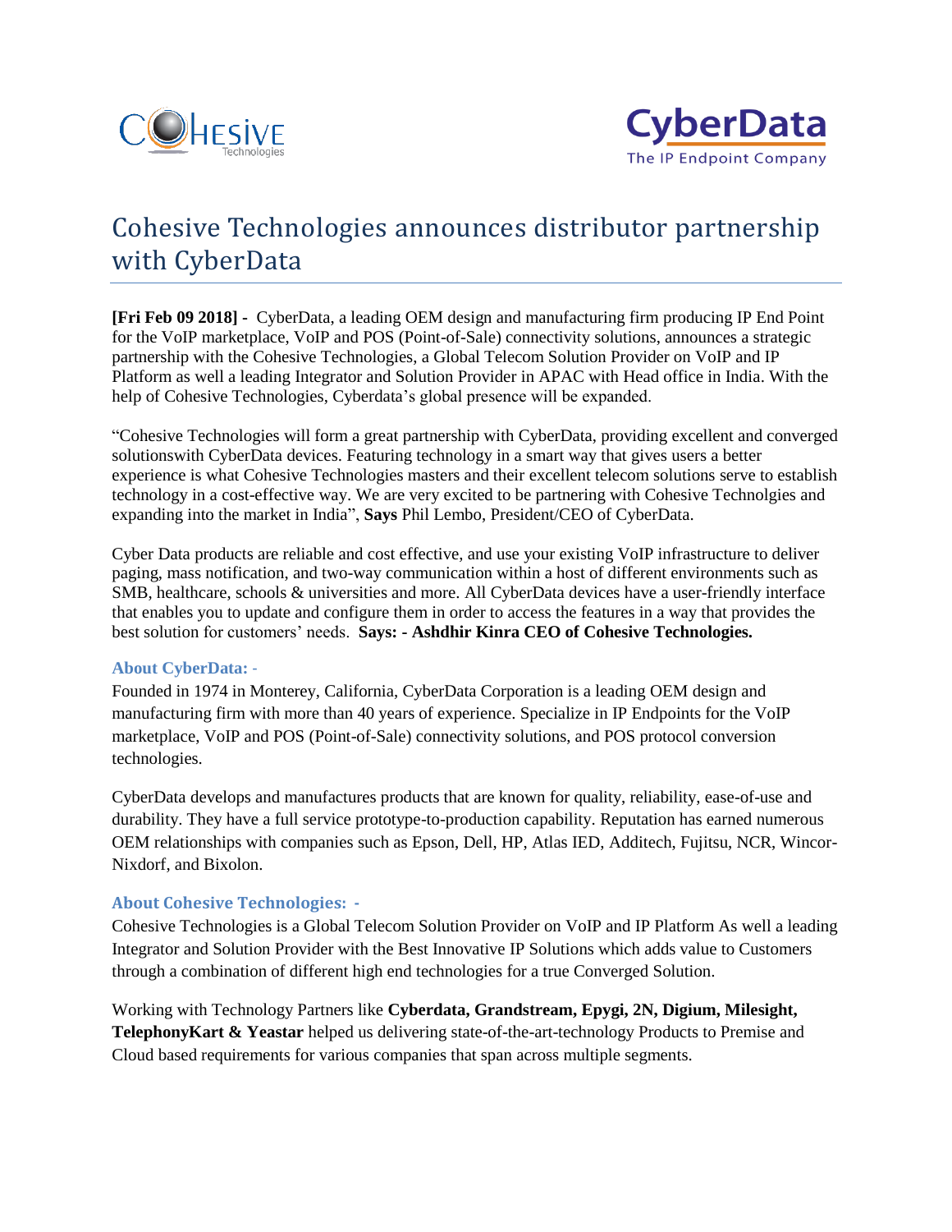# Cohesive Technologies announces distributor partnership with CyberData

**[Fri Feb 09 2018] -** CyberData, a leading OEM design and manufacturing firm producing IP End Point for the VoIP marketplace, VoIP and POS (Point-of-Sale) connectivity solutions, announces a strategic partnership with the Cohesive Technologies, a Global Telecom Solution Provider on VoIP and IP Platform as well a leading Integrator and Solution Provider in APAC with Head office in India. With the help of Cohesive Technologies, Cyberdata's global presence will be expanded.

"Cohesive Technologies will form a great partnership with CyberData, providing excellent and converged solutionswith CyberData devices. Featuring technology in a smart way that gives users a better experience is what Cohesive Technologies masters and their excellent telecom solutions serve to establish technology in a cost-effective way. We are very excited to be partnering with Cohesive Technolgies and expanding into the market in India", **Says** Phil Lembo, President/CEO of CyberData.

Cyber Data products are reliable and cost effective, and use your existing VoIP infrastructure to deliver paging, mass notification, and two-way communication within a host of different environments such as SMB, healthcare, schools & universities and more. All CyberData devices have a user-friendly interface that enables you to update and configure them in order to access the features in a way that provides the best solution for customers' needs. **Says: - Ashdhir Kinra CEO of Cohesive Technologies.**

### About CyberData: -

Founded in 1974 in Monterey, California, CyberData Corporation is a leading OEM design and manufacturing firm with more than 40 years of experience. Specialize in IP Endpoints for the VoIP marketplace, VoIP and POS (Point-of-Sale) connectivity solutions, and POS protocol conversion technologies.

CyberData develops and manufactures products that are known for quality, reliability, ease-of-use and durability. They have a full service prototype-to-production capability. Reputation has earned numerous OEM relationships with companies such as Epson, Dell, HP, Atlas IED, Additech, Fujitsu, NCR, Wincor-Nixdorf, and Bixolon.

### About Cohesive Technologies: -

Cohesive Technologies is a Global Telecom Solution Provider on VoIP and IP Platform As well a leading Integrator and Solution Provider with the Best Innovative IP Solutions which adds value to Customers through a combination of different high end technologies for a true Converged Solution.

Working with Technology Partners like **Cyberdata, Grandstream, Epygi, 2N, Digium, Milesight, TelephonyKart & Yeastar** helped us delivering state-of-the-art-technology Products to Premise and Cloud based requirements for various companies that span across multiple segments.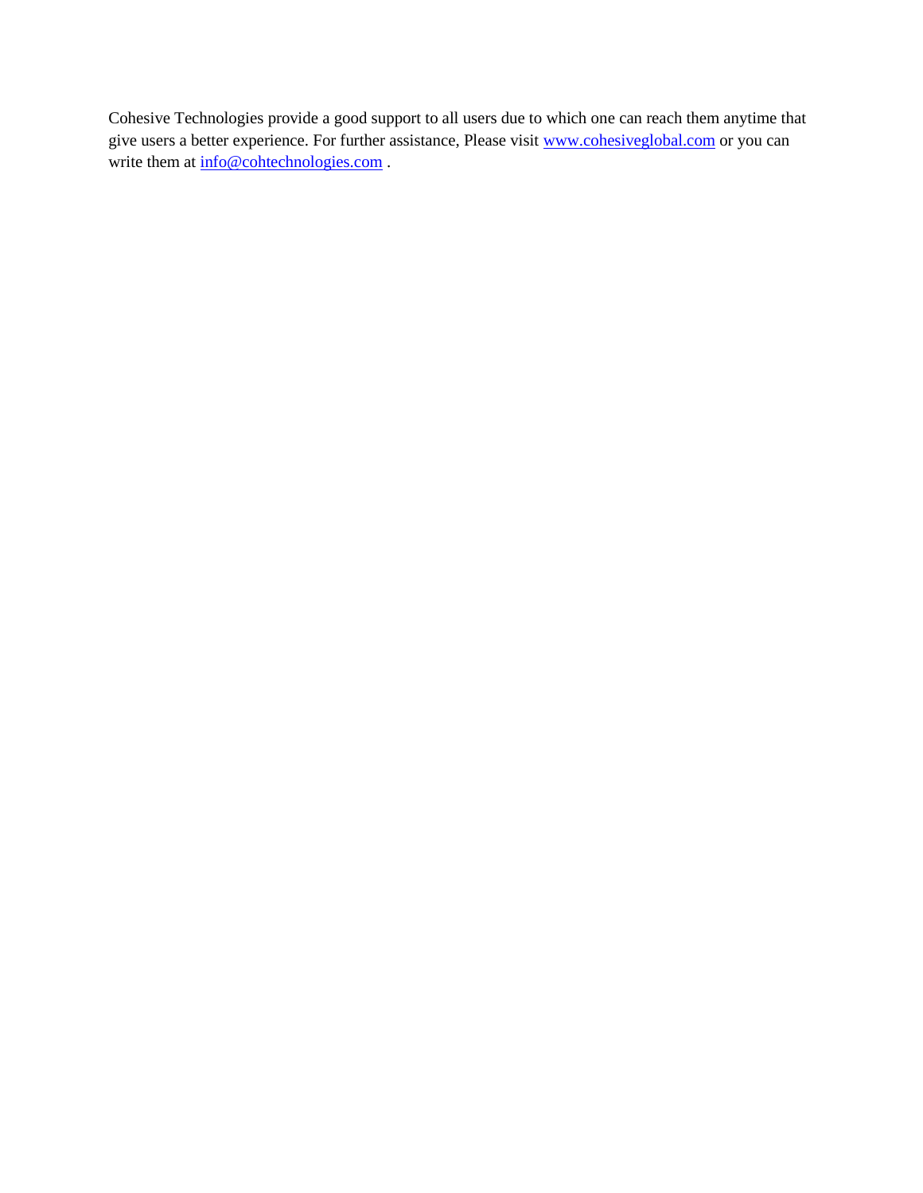Cohesive Technologies provide a good support to all users due to which one can reach them anytime that give users a better experience. For further assistance, Please visit [www.cohesiveglobal.com](http://www.cohesiveglobal.com) or you can write them at [info@cohtechnologies.com](mailto:info@cohtechnologies.com) .